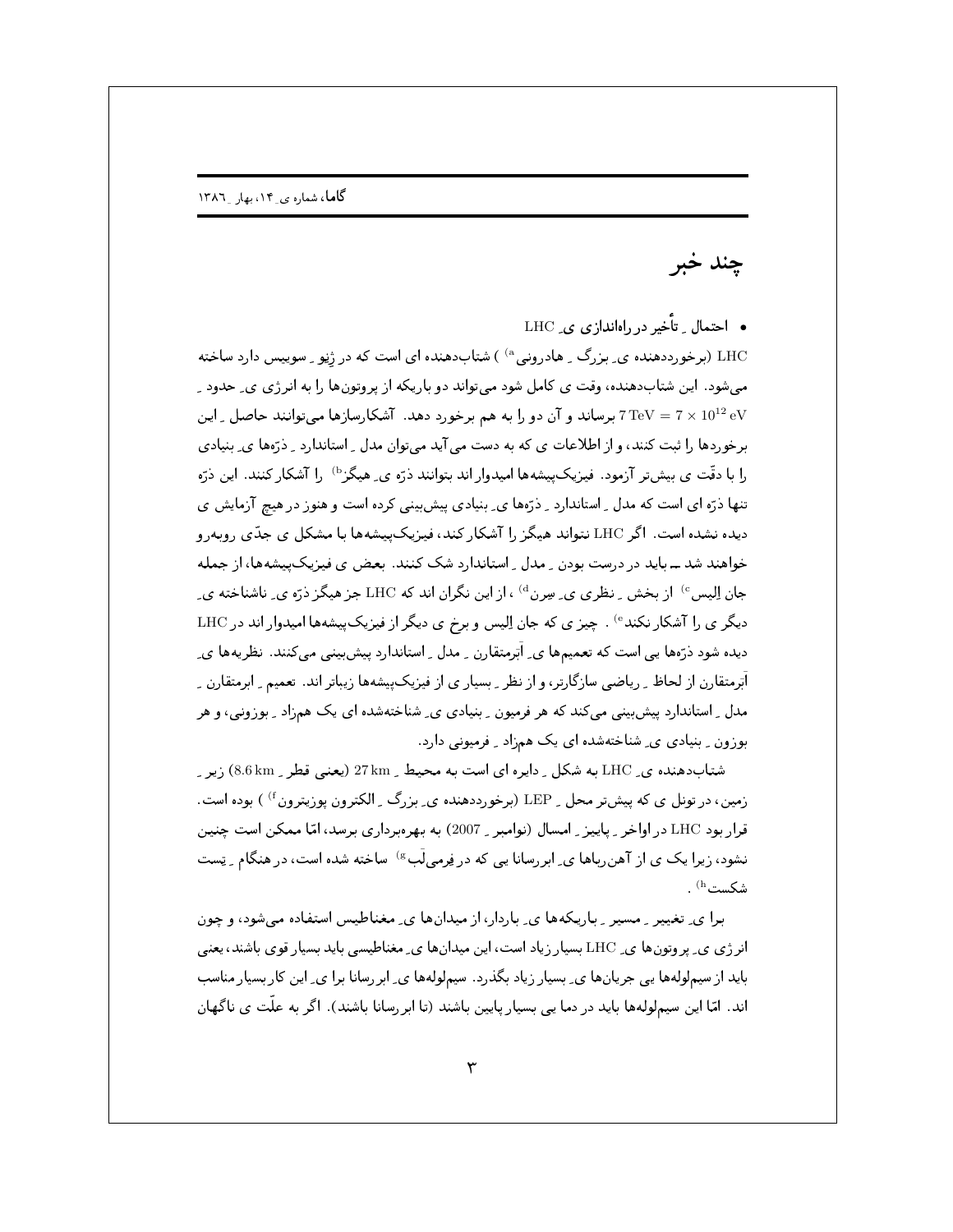# چند خبر

- **احتمال ِ تأخیر در راه‌اندازی ی ِ LHC**

LHC (برخورددهنده ی ِ بزرگ ِ هادرونی[a]) شتاب‌دهنده ای است که در ژنو ِ سوییس دارد ساخته می‌شود. این شتاب‌دهنده، وقت ی کامل شود می‌تواند دو باریکه از پروتون‌ها را به انرژی ی ِ حدود ِ $7\,\mathrm{TeV} = 7\times 10^{12}\,\mathrm{eV}$ برساند و آن دو را به هم برخورد دهد. آشکارسازها می‌توانند حاصل ِ این برخوردها را ثبت کنند، و از اطلاعات ی که به دست می‌آید می‌توان مدل ِ استاندارد ِ ذرّه‌ها ی ِ بنیادی را با دقّت ی بیش‌تر آزمود. فیزیک‌پیشه‌ها امیدوار اند بتوانند ذرّه ی ِ هیگز[b] را آشکار کنند. این ذرّه تنها ذرّه ای است که مدل ِ استاندارد ِ ذرّه‌ها ی ِ بنیادی پیش‌بینی کرده است و هنوز در هیچ آزمایش ی دیده نشده است. اگر LHC نتواند هیگز را آشکار کند، فیزیک‌پیشه‌ها با مشکل ی جدّی روبه‌رو خواهند شد ــ باید در درست بودن ِ مدل ِ استاندارد شک کنند. بعض ی فیزیک‌پیشه‌ها، از جمله جان اِلیس[c] از بخش ِ نظری ی ِ سِرن[d]، از این نگران اند که LHC جز هیگز ذرّه ی ِ ناشناخته ی ِ دیگر ی را آشکار نکند[e]. چیز ی که جان اِلیس و برخ ی دیگر از فیزیک‌پیشه‌ها امیدوار اند در LHC دیده شود ذرّه‌ها یی است که تعمیم‌ها ی ِ اَبَرمتقارن ِ مدل ِ استاندارد پیش‌بینی می‌کنند. نظریه‌ها ی ِ اَبَرمتقارن از لحاظ ِ ریاضی سازگارتر، و از نظر ِ بسیار ی از فیزیک‌پیشه‌ها زیباتر اند. تعمیم ِ ابرمتقارن ِ مدل ِ استاندارد پیش‌بینی می‌کند که هر فرمیون ِ بنیادی ی ِ شناخته‌شده ای یک هم‌زاد ِ بوزونی، و هر بوزون ِ بنیادی ی ِ شناخته‌شده ای یک هم‌زاد ِ فرمیونی دارد.

شتاب‌دهنده ی ِ LHC به شکل ِ دایره ای است به محیط ِ $27\,\mathrm{km}$ (یعنی قطر ِ $8.6\,\mathrm{km}$) زیر ِ زمین، در تونل ی که پیش‌تر محل ِ LEP (برخورددهنده ی ِ بزرگ ِ الکترون پوزیترون[f]) بوده است. قرار بود LHC در اواخر ِ پاییز ِ امسال (نوامبر ِ 2007) به بهره‌برداری برسد، امّا ممکن است چنین نشود، زیرا یک ی از آهن‌رباها ی ِ ابررسانا یی که در فِرمی‌لَب[g] ساخته شده است، در هنگام ِ تِست شکست[h].

برا ی ِ تغییر ِ مسیر ِ باریکه‌ها ی ِ باردار، از میدان‌ها ی ِ مغناطیس استفاده می‌شود، و چون انرژی ی ِ پروتون‌ها ی ِ LHC بسیار زیاد است، این میدان‌ها ی ِ مغناطیسی باید بسیار قوی باشند، یعنی باید از سیم‌لوله‌ها یی جریان‌ها ی ِ بسیار زیاد بگذرد. سیم‌لوله‌ها ی ِ ابررسانا برا ی ِ این کار بسیار مناسب اند. امّا این سیم‌لوله‌ها باید در دما یی بسیار پایین باشند (تا ابررسانا باشند). اگر به علّت ی ناگهان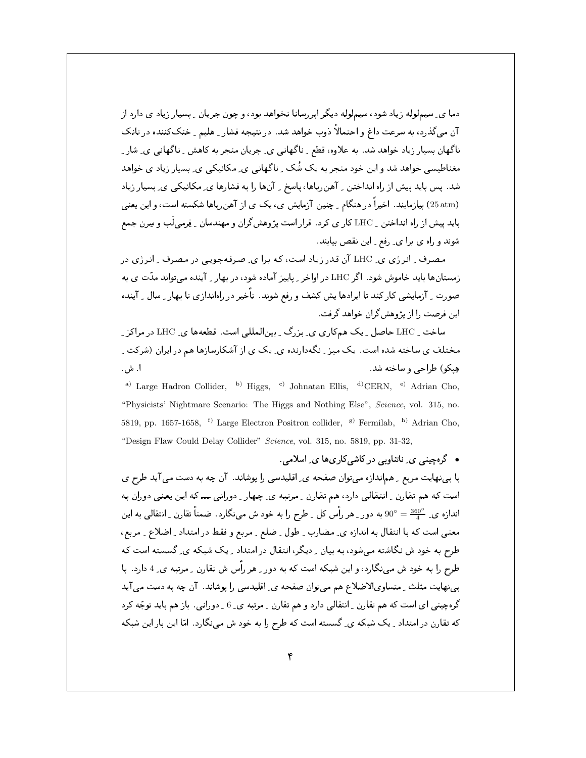دما ی ِ سیم‌لوله زیاد شود، سیم‌لوله دیگر ابررسانا نخواهد بود، و چون جریان ِ بسیار زیاد ی دارد از آن می‌گذرد، به سرعت داغ و احتمالاً ذوب خواهد شد. در نتیجه فشار ِ هلیم ِ خنک‌کننده در تانک ناگهان بسیار زیاد خواهد شد. به علاوه، قطع ِ ناگهانی ی ِ جریان منجر به کاهش ِ ناگهانی ی ِ شار ِ مغناطیسی خواهد شد و این خود منجر به یک شُک ِ ناگهانی ی ِ مکانیکی ی ِ بسیار زیاد ی خواهد شد. پس باید پیش از راه انداختن ِ آهن‌رباها، پاسخ ِ آن‌ها را به فشارها ی ِ مکانیکی ی ِ بسیار زیاد (25 atm) بیازمایند. اخیراً در هنگام ِ چنین آزمایش ی، یک ی از آهن‌رباها شکسته است، و این یعنی باید پیش از راه انداختن ِ LHC کار ی کرد. قرار است پژوهش‌گران و مهندسان ِ فِرمی‌لَب و سِرن جمع شوند و راه ی برا ی ِ رفع ِ این نقص بیابند.

مصرف ِ انرژی ی ِ LHC آن قدر زیاد است، که برا ی ِ صرفه‌جویی در مصرف ِ انرژی در زمستان‌ها باید خاموش شود. اگر LHC در اواخر ِ پاییز آماده شود، در بهار ِ آینده می‌تواند مدّت ی به صورت ِ آزمایشی کار کند تا ایرادها یش کشف و رفع شوند. تأخیر در راه‌اندازی تا بهار ِ سال ِ آینده این فرصت را از پژوهش‌گران خواهد گرفت.

ساخت ِ LHC حاصل ِ یک هم‌کاری ی ِ بزرگ ِ بین‌المللی است. قطعه‌ها ی ِ LHC در مراکز ِ مختلف ی ساخته شده است. یک میز ِ نگه‌دارنده ی ِ یک ی از آشکارسازها هم در ایران (شرکت ِ هِپکو) طراحی و ساخته شد. ا. ش.

[a] Large Hadron Collider, [b] Higgs, [c] Johnatan Ellis, [d] CERN, [e] Adrian Cho, "Physicists' Nightmare Scenario: The Higgs and Nothing Else", *Science*, vol. 315, no. 5819, pp. 1657-1658, [f] Large Electron Positron collider, [g] Fermilab, [h] Adrian Cho, "Design Flaw Could Delay Collider" *Science*, vol. 315, no. 5819, pp. 31-32,

- **گره‌چینی ی ِ ناتناوبی در کاشی‌کاری‌ها ی ِ اسلامی.**

با بی‌نهایت مربع ِ هم‌اندازه می‌توان صفحه ی ِ اقلیدسی را پوشاند. آن چه به دست می‌آید طرح ی است که هم تقارن ِ انتقالی دارد، هم تقارن ِ مرتبه ی ِ چهار ِ دورانی ـــ که این یعنی دوران به اندازه ی ِ $\frac{360^\circ}{4} = 90^\circ$ به دور ِ هر رأس کل ِ طرح را به خود ش می‌نگارد. ضمناً تقارن ِ انتقالی به این معنی است که با انتقال به اندازه ی ِ مضارب ِ طول ِ ضلع ِ مربع و فقط در امتداد ِ اضلاع ِ مربع، طرح به خود ش نگاشته می‌شود، به بیان ِ دیگر، انتقال در امتداد ِ یک شبکه ی ِ گسسته است که طرح را به خود ش می‌نگارد، و این شبکه است که به دور ِ هر رأس ش تقارن ِ مرتبه ی ِ 4 دارد. با بی‌نهایت مثلث ِ متساوی‌الاضلاع هم می‌توان صفحه ی ِ اقلیدسی را پوشاند. آن چه به دست می‌آید گره‌چینی ای است که هم تقارن ِ انتقالی دارد و هم تقارن ِ مرتبه ی ِ 6 ِ دورانی. باز هم باید توجّه کرد که تقارن در امتداد ِ یک شبکه ی ِ گسسته است که طرح را به خود ش می‌نگارد. امّا این بار این شبکه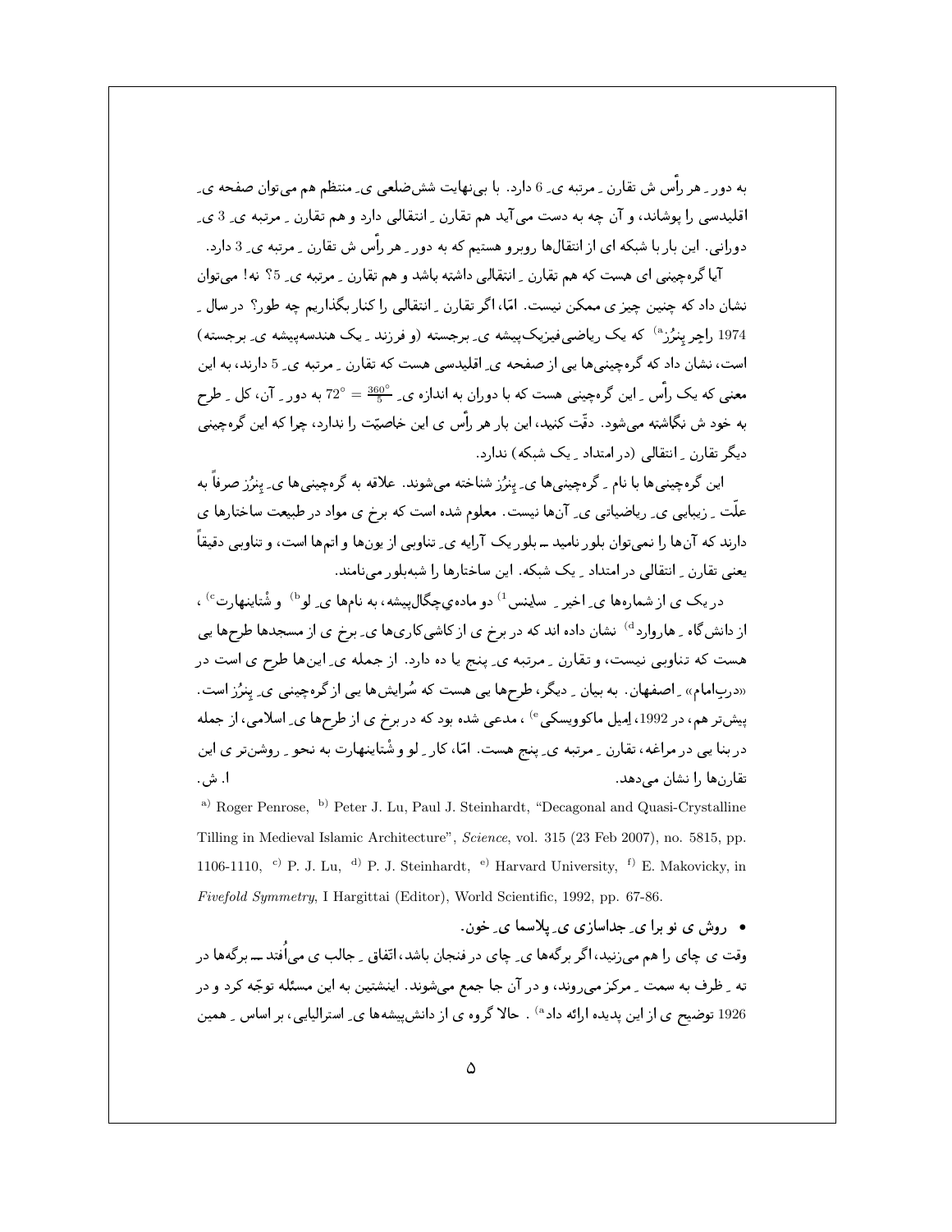به دور ِ هر رأس ش تقارن ِ مرتبه ی ِ 6 دارد. با بی‌نهایت شش‌ضلعی ی ِ منتظم هم می‌توان صفحه ی ِ اقلیدسی را پوشاند، و آن چه به دست می‌آید هم تقارن ِ انتقالی دارد و هم تقارن ِ مرتبه ی ِ 3 ی ِ دورانی. این بار با شبکه ای از انتقال‌ها روبرو هستیم که به دور ِ هر رأس ش تقارن ِ مرتبه ی ِ 3 دارد.

آیا گره‌چینی ای هست که هم تقارن ِ انتقالی داشته باشد و هم تقارن ِ مرتبه ی ِ 5؟ نه! می‌توان نشان داد که چنین چیز ی ممکن نیست. امّا، اگر تقارن ِ انتقالی را کنار بگذاریم چه طور؟ در سال ِ 1974 راجر پِنرُز[a] که یک ریاضی‌فیزیک‌پیشه ی ِ برجسته (و فرزند ِ یک هندسه‌پیشه ی ِ برجسته) است، نشان داد که گره‌چینی‌ها یی از صفحه ی ِ اقلیدسی هست که تقارن ِ مرتبه ی ِ 5 دارند، به این معنی که یک رأس ِ این گره‌چینی هست که با دوران به اندازه ی ِ $\frac{360^\circ}{5} = 72^\circ$ به دور ِ آن، کل ِ طرح به خود ش نگاشته می‌شود. دقّت کنید، این بار هر رأس ی این خاصیّت را ندارد، چرا که این گره‌چینی دیگر تقارن ِ انتقالی (در امتداد ِ یک شبکه) ندارد.

این گره‌چینی‌ها با نام ِ گره‌چینی‌ها ی ِ پنرُز شناخته می‌شوند. علاقه به گره‌چینی‌ها ی ِ پنرُز صرفاً به علّت ِ زیبایی ی ِ ریاضیاتی ی ِ آن‌ها نیست. معلوم شده است که برخ ی مواد در طبیعت ساختارها ی دارند که آن‌ها را نمی‌توان بلور نامید ــ بلور یک آرایه ی ِ تناوبی از یون‌ها و اتم‌ها است، و تناوبی دقیقاً یعنی تقارن ِ انتقالی در امتداد ِ یک شبکه. این ساختارها را شبه‌بلور می‌نامند.

در یک ی از شماره‌ها ی ِ اخیر ِ ساینس[1] دو ماده‌ی‌چگال‌پیشه، به نام‌ها ی ِ لو[b] و شْتاینهارت[c]، از دانش‌گاه ِ هاروارد[d] نشان داده اند که در برخ ی از کاشی‌کاری‌ها ی ِ برخ ی از مسجدها طرح‌ها یی هست که تناوبی نیست، و تقارن ِ مرتبه ی ِ پنج یا ده دارد. از جمله ی ِ این‌ها طرح ی است در «درب‌امام» ِ اصفهان. به بیان ِ دیگر، طرح‌ها یی هست که سُرایش‌ها یی از گره‌چینی ی ِ پنرُز است. پیش‌تر هم، در 1992، اِمیل ماکوویسکی[e]، مدعی شده بود که در برخ ی از طرح‌ها ی ِ اسلامی، از جمله در بنا یی در مراغه، تقارن ِ مرتبه ی ِ پنج هست. امّا، کار ِ لو و شْتاینهارت به نحو ِ روشن‌تر ی این تقارن‌ها را نشان می‌دهد. ا. ش.

[a] Roger Penrose, [b] Peter J. Lu, Paul J. Steinhardt, "Decagonal and Quasi-Crystalline Tilling in Medieval Islamic Architecture", *Science*, vol. 315 (23 Feb 2007), no. 5815, pp. 1106-1110, [c] P. J. Lu, [d] P. J. Steinhardt, [e] Harvard University, [f] E. Makovicky, in *Fivefold Symmetry*, I Hargittai (Editor), World Scientific, 1992, pp. 67-86.

- **روش ی نو برا ی ِ جداسازی ی ِ پلاسما ی ِ خون.**

وقت ی چای را هم می‌زنید، اگر برگه‌ها ی ِ چای در فنجان باشد، اتّفاق ِ جالب ی می‌اُفتد ــ برگه‌ها در ته ِ ظرف به سمت ِ مرکز می‌روند، و در آن جا جمع می‌شوند. اینشتین به این مسئله توجّه کرد و در 1926 توضیح ی از این پدیده ارائه داد[a]. حالا گروه ی از دانش‌پیشه‌ها ی ِ استرالیایی، بر اساس ِ همین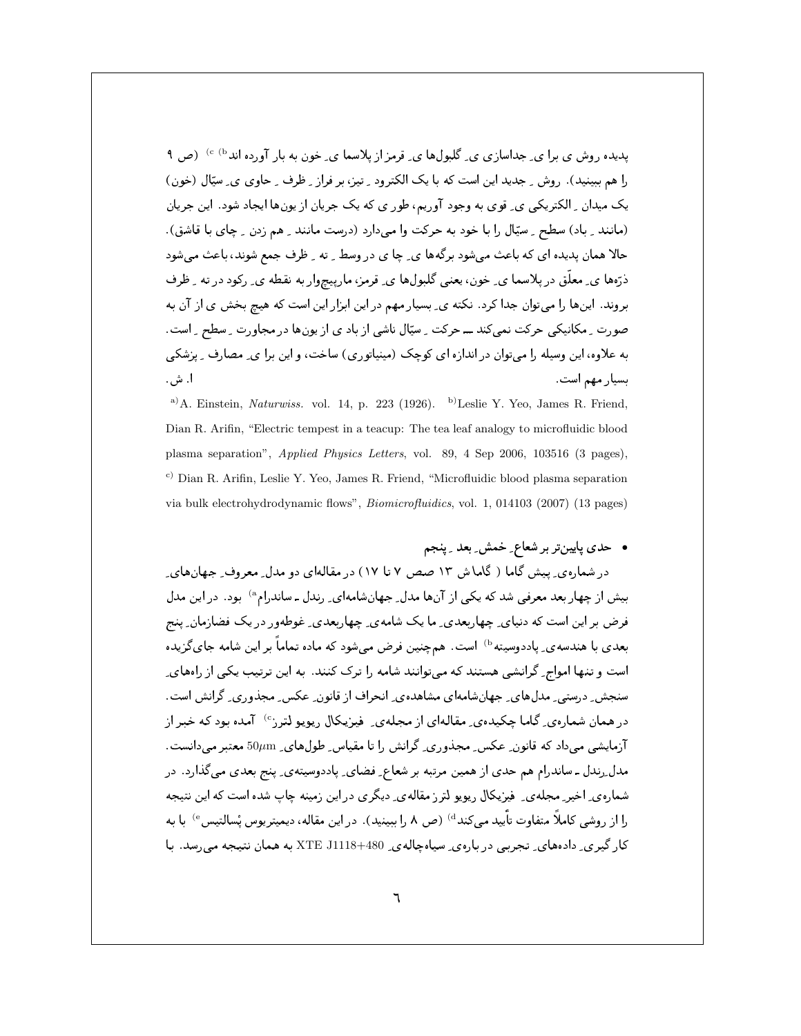پدیده روش ی برا ی ِ جداسازی ی ِ گلبول‌ها ی ِ قرمز از پلاسما ی ِ خون به بار آورده اند[b] [c] (ص ۹ را هم ببینید). روش ِ جدید این است که با یک الکترود ِ تیز، بر فراز ِ ظرف ِ حاوی ی ِ سیّال (خون) یک میدان ِ الکتریکی ی ِ قوی به وجود آوریم، طور ی که یک جریان از یون‌ها ایجاد شود. این جریان (مانند ِ باد) سطح ِ سیّال را با خود به حرکت وا می‌دارد (درست مانند ِ هم زدن ِ چای با قاشق). حالا همان پدیده ای که باعث می‌شود برگه‌ها ی ِ چا ی در وسط ِ ته ِ ظرف جمع شوند، باعث می‌شود ذرّه‌ها ی ِ معلّق در پلاسما ی ِ خون، یعنی گلبول‌ها ی ِ قرمز، مارپیچ‌وار به نقطه ی ِ رکود در ته ِ ظرف بروند. این‌ها را می‌توان جدا کرد. نکته ی ِ بسیار مهم در این ابزار این است که هیچ بخش ی از آن به صورت ِ مکانیکی حرکت نمی‌کند — حرکت ِ سیّال ناشی از باد ی از یون‌ها در مجاورت ِ سطح ِ است. به علاوه، این وسیله را می‌توان در اندازه ای کوچک (مینیاتوری) ساخت، و این برا ی ِ مصارف ِ پزشکی بسیار مهم است. ا. ش.

[a] A. Einstein, *Naturwiss.* vol. 14, p. 223 (1926). [b] Leslie Y. Yeo, James R. Friend, Dian R. Arifin, "Electric tempest in a teacup: The tea leaf analogy to microfluidic blood plasma separation", *Applied Physics Letters*, vol. 89, 4 Sep 2006, 103516 (3 pages), [c] Dian R. Arifin, Leslie Y. Yeo, James R. Friend, "Microfluidic blood plasma separation via bulk electrohydrodynamic flows", *Biomicrofluidics*, vol. 1, 014103 (2007) (13 pages)

- حدی پایین‌تر بر شعاع ِ خمش ِ بعد ِ پنجم

در شماره‌ی ِ پیش گاما ( گاما ش ۱۳ صص ۷ تا ۱۷) در مقاله‌ای دو مدل ِ معروف ِ جهان‌های ِ بیش از چهار بعد معرفی شد که یکی از آن‌ها مدل ِ جهان‌شامه‌ای ِ رندل ـ ساندرام[a] بود. در این مدل فرض بر این است که دنیای ِ چهاربعدی ِ ما یک شامه‌ی ِ چهاربعدی ِ غوطه‌ور در یک فضازمان ِ پنج بعدی با هندسه‌ی ِ پاددوسیته[b] است. هم‌چنین فرض می‌شود که ماده تماماً بر این شامه جای‌گزیده است و تنها امواج ِ گرانشی هستند که می‌توانند شامه را ترک کنند. به این ترتیب یکی از راه‌های ِ سنجش ِ درستی ِ مدل‌های ِ جهان‌شامه‌ای مشاهده‌ی ِ انحراف از قانون ِ عکس ِ مجذوری ِ گرانش است. در همان شماره‌ی ِ گاما چکیده‌ی ِ مقاله‌ای از مجله‌ی ِ فیزیکال ریویو لترز[c] آمده بود که خبر از آزمایشی می‌داد که قانون ِ عکس ِ مجذوری ِ گرانش را تا مقیاس ِ طول‌های ِ $50\mu$m معتبر می‌دانست. مدل ِ رندل ـ ساندرام هم حدی از همین مرتبه بر شعاع ِ فضای ِ پاددوسیته‌ی ِ پنج بعدی می‌گذارد. در شماره‌ی ِ اخیر ِ مجله‌ی ِ فیزیکال ریویو لترز مقاله‌ی ِ دیگری در این زمینه چاپ شده است که این نتیجه را از روشی کاملاً متفاوت تأیید می‌کند[d] (ص ۸ را ببینید). در این مقاله، دیمیتریوس پِسالتیس[e] با به کار گیری ِ داده‌های ِ تجربی در باره‌ی ِ سیاه‌چاله‌ی ِ XTE J1118+480 به همان نتیجه می‌رسد. با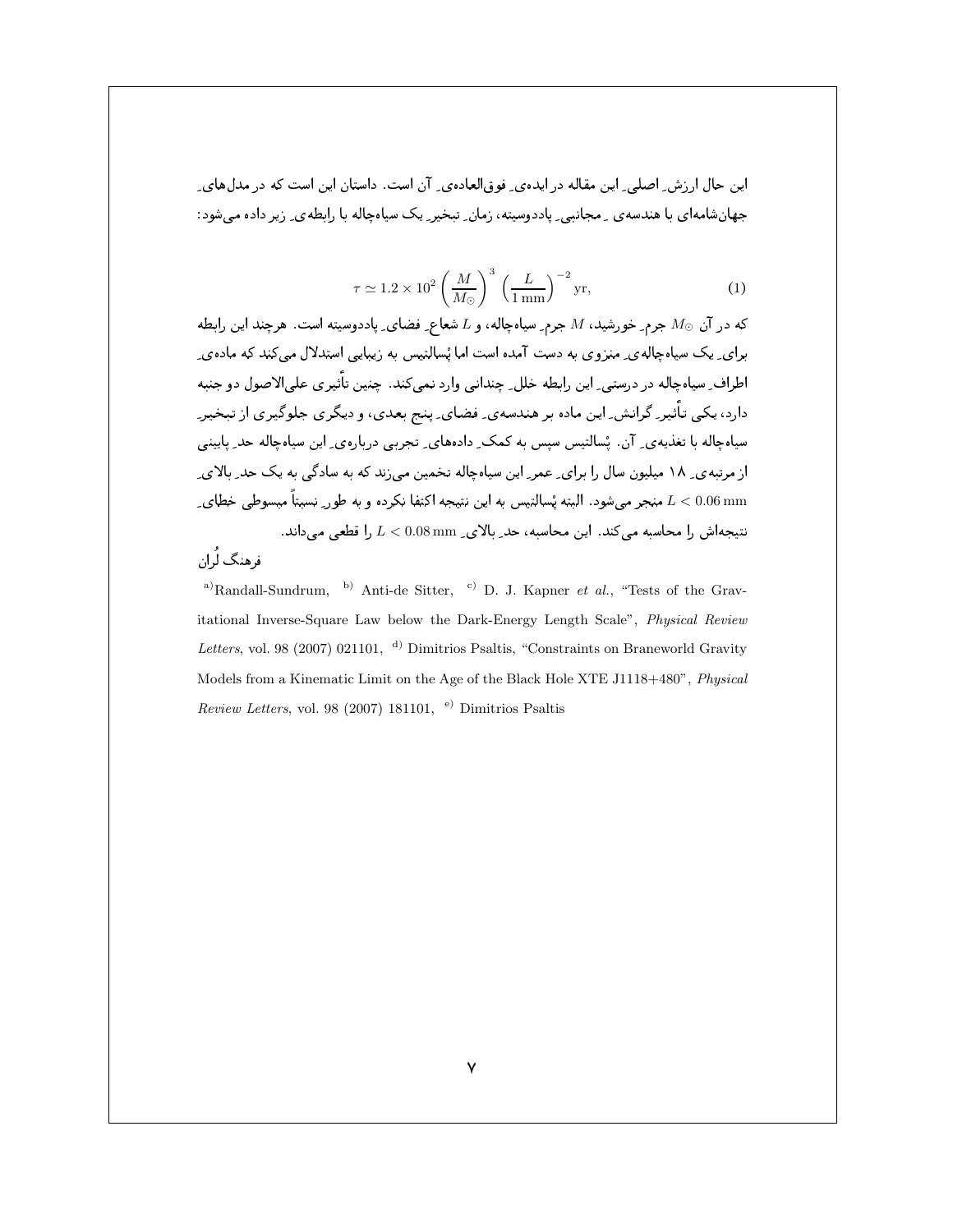این حال ارزشِ اصلیِ این مقاله در ایده‌یِ فوق‌العاده‌یِ آن است. داستان این است که در مدل‌هایِ جهان‌شامه‌ای با هندسه‌ی ِ مجانبیِ پاددوسیته، زمانِ تبخیرِ یک سیاه‌چاله با رابطه‌یِ زیر داده می‌شود:

$$\tau \simeq 1.2 \times 10^{2} \left(\frac{M}{M_{\odot}}\right)^{3} \left(\frac{L}{1\,\text{mm}}\right)^{-2} \text{yr}, \tag{1}$$

که در آن $M_{\odot}$ جرمِ خورشید، $M$ جرمِ سیاه‌چاله، و $L$ شعاعِ فضایِ پاددوسیته است. هرچند این رابطه برایِ یک سیاه‌چاله‌یِ منزوی به دست آمده است اما پْسالتیس به زیبایی استدلال می‌کند که ماده‌یِ اطرافِ سیاه‌چاله در درستیِ این رابطه خللِ چندانی وارد نمی‌کند. چنین تأثیری علی‌الاصول دو جنبه دارد، یکی تأثیرِ گرانشِ این ماده بر هندسه‌یِ فضایِ پنج بعدی، و دیگری جلوگیری از تبخیرِ سیاه‌چاله با تغذیه‌یِ آن. پْسالتیس سپس به کمکِ داده‌هایِ تجربی درباره‌یِ این سیاه‌چاله حدِ پایینی از مرتبه‌یِ ۱۸ میلیون سال را برایِ عمرِ این سیاه‌چاله تخمین می‌زند که به سادگی به یک حدِ بالایِ $L < 0.06\,\text{mm}$ منجر می‌شود. البته پْسالتیس به این نتیجه اکتفا نکرده و به طورِ نسبتاً مبسوطی خطایِ نتیجه‌اش را محاسبه می‌کند. این محاسبه، حدِ بالایِ $L < 0.08\,\text{mm}$ را قطعی می‌داند.

فرهنگ لُران

[a]Randall-Sundrum, [b] Anti-de Sitter, [c] D. J. Kapner *et al.*, "Tests of the Gravitational Inverse-Square Law below the Dark-Energy Length Scale", *Physical Review Letters*, vol. 98 (2007) 021101, [d] Dimitrios Psaltis, "Constraints on Braneworld Gravity Models from a Kinematic Limit on the Age of the Black Hole XTE J1118+480", *Physical Review Letters*, vol. 98 (2007) 181101, [e] Dimitrios Psaltis